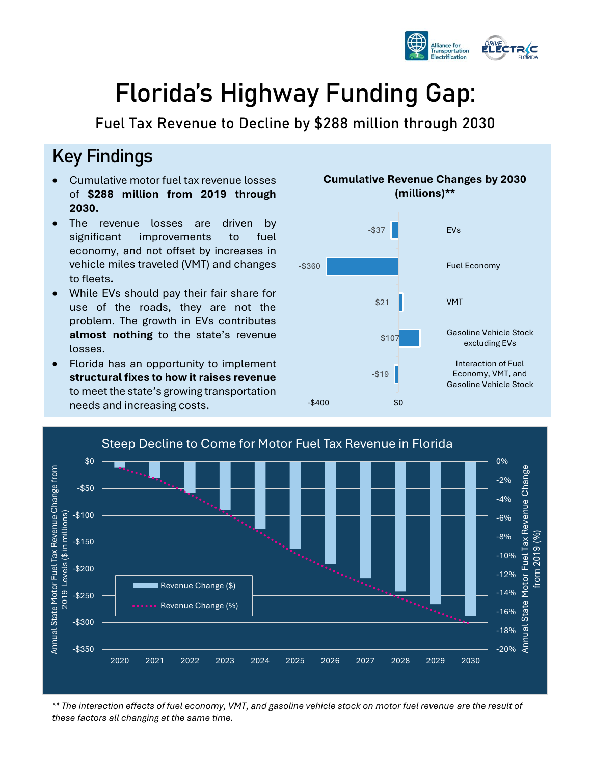# Florida's Highway Funding Gap:

## Fuel Tax Revenue to Decline by $288 million through 2030

## Key Findings

- Cumulative motor fuel tax revenue losses of **$288 million from 2019 through 2030.**
- The revenue losses are driven by significant improvements to fuel economy, and not offset by increases in vehicle miles traveled (VMT) and changes to fleets**.**
- While EVs should pay their fair share for use of the roads, they are not the problem. The growth in EVs contributes **almost nothing** to the state's revenue losses.
- Florida has an opportunity to implement **structural fixes to how it raises revenue** to meet the state's growing transportation needs and increasing costs.

**Cumulative Revenue Changes by 2030 (millions)\*\***

| Factor | Cumulative Revenue Change |
|---|---|
| EVs | -$37 |
| Fuel Economy | -$360 |
| VMT | $21 |
| Gasoline Vehicle Stock excluding EVs | $107 |
| Interaction of Fuel Economy, VMT, and Gasoline Vehicle Stock | -$19 |

**Steep Decline to Come for Motor Fuel Tax Revenue in Florida**

Left axis: Annual State Motor Fuel Tax Revenue Change from 2019 Levels ($ in millions). Right axis: Annual State Motor Fuel Tax Revenue Change from 2019 (%). Legend: Revenue Change ($); Revenue Change (%). Years shown: 2020–2030.

*\*\* The interaction effects of fuel economy, VMT, and gasoline vehicle stock on motor fuel revenue are the result of these factors all changing at the same time.*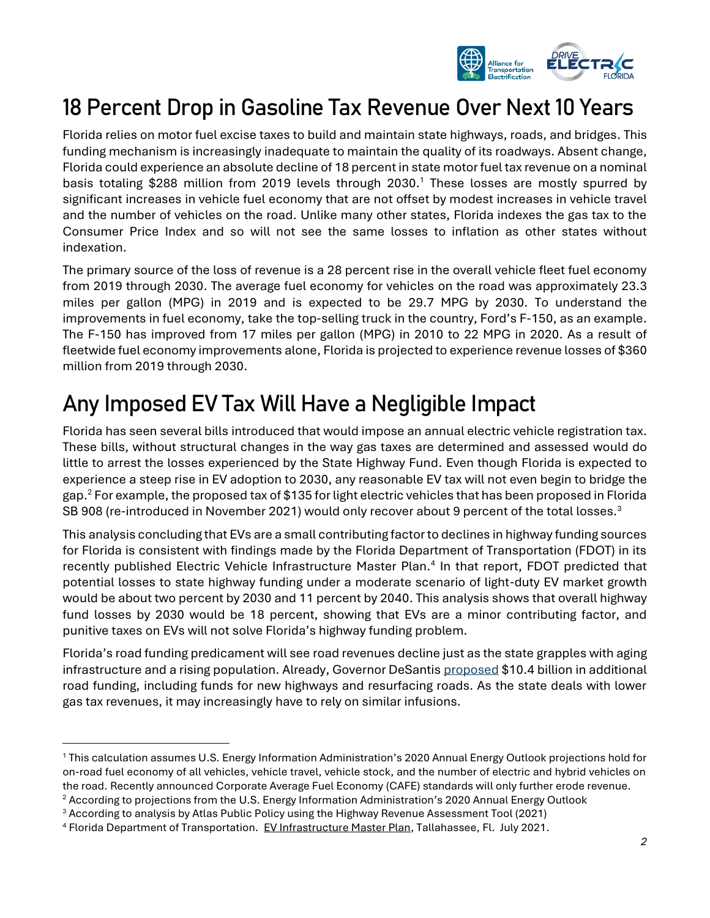## 18 Percent Drop in Gasoline Tax Revenue Over Next 10 Years

Florida relies on motor fuel excise taxes to build and maintain state highways, roads, and bridges. This funding mechanism is increasingly inadequate to maintain the quality of its roadways. Absent change, Florida could experience an absolute decline of 18 percent in state motor fuel tax revenue on a nominal basis totaling $288 million from 2019 levels through 2030.[1] These losses are mostly spurred by significant increases in vehicle fuel economy that are not offset by modest increases in vehicle travel and the number of vehicles on the road. Unlike many other states, Florida indexes the gas tax to the Consumer Price Index and so will not see the same losses to inflation as other states without indexation.

The primary source of the loss of revenue is a 28 percent rise in the overall vehicle fleet fuel economy from 2019 through 2030. The average fuel economy for vehicles on the road was approximately 23.3 miles per gallon (MPG) in 2019 and is expected to be 29.7 MPG by 2030. To understand the improvements in fuel economy, take the top-selling truck in the country, Ford's F-150, as an example. The F-150 has improved from 17 miles per gallon (MPG) in 2010 to 22 MPG in 2020. As a result of fleetwide fuel economy improvements alone, Florida is projected to experience revenue losses of $360 million from 2019 through 2030.

## Any Imposed EV Tax Will Have a Negligible Impact

Florida has seen several bills introduced that would impose an annual electric vehicle registration tax. These bills, without structural changes in the way gas taxes are determined and assessed would do little to arrest the losses experienced by the State Highway Fund. Even though Florida is expected to experience a steep rise in EV adoption to 2030, any reasonable EV tax will not even begin to bridge the gap.[2] For example, the proposed tax of $135 for light electric vehicles that has been proposed in Florida SB 908 (re-introduced in November 2021) would only recover about 9 percent of the total losses.[3]

This analysis concluding that EVs are a small contributing factor to declines in highway funding sources for Florida is consistent with findings made by the Florida Department of Transportation (FDOT) in its recently published Electric Vehicle Infrastructure Master Plan.[4] In that report, FDOT predicted that potential losses to state highway funding under a moderate scenario of light-duty EV market growth would be about two percent by 2030 and 11 percent by 2040. This analysis shows that overall highway fund losses by 2030 would be 18 percent, showing that EVs are a minor contributing factor, and punitive taxes on EVs will not solve Florida's highway funding problem.

Florida's road funding predicament will see road revenues decline just as the state grapples with aging infrastructure and a rising population. Already, Governor DeSantis proposed $10.4 billion in additional road funding, including funds for new highways and resurfacing roads. As the state deals with lower gas tax revenues, it may increasingly have to rely on similar infusions.

---

[1] This calculation assumes U.S. Energy Information Administration's 2020 Annual Energy Outlook projections hold for on-road fuel economy of all vehicles, vehicle travel, vehicle stock, and the number of electric and hybrid vehicles on the road. Recently announced Corporate Average Fuel Economy (CAFE) standards will only further erode revenue.

[2] According to projections from the U.S. Energy Information Administration's 2020 Annual Energy Outlook

[3] According to analysis by Atlas Public Policy using the Highway Revenue Assessment Tool (2021)

[4] Florida Department of Transportation. EV Infrastructure Master Plan, Tallahassee, Fl. July 2021.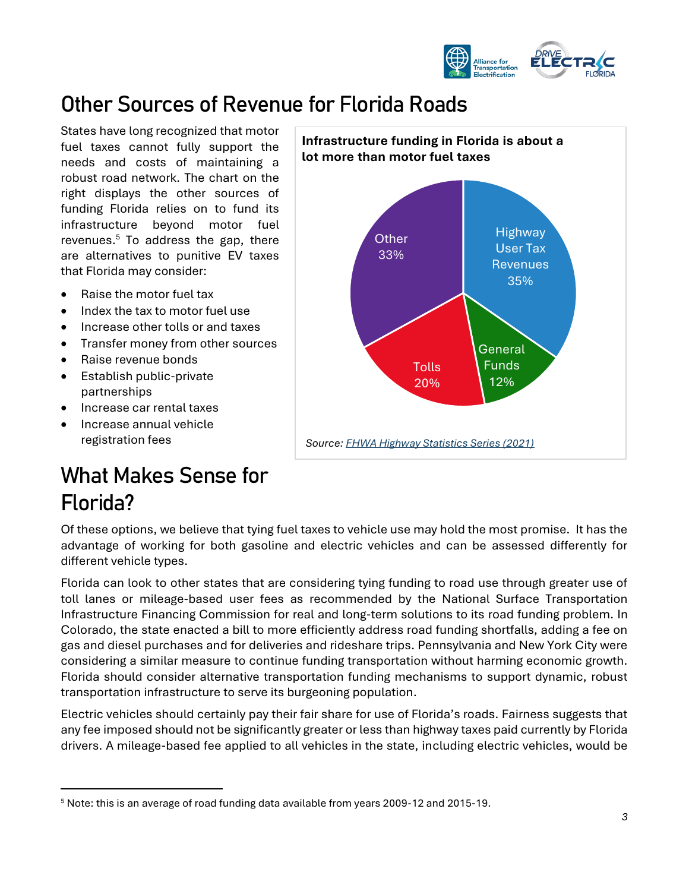## Other Sources of Revenue for Florida Roads

States have long recognized that motor fuel taxes cannot fully support the needs and costs of maintaining a robust road network. The chart on the right displays the other sources of funding Florida relies on to fund its infrastructure beyond motor fuel revenues.[5] To address the gap, there are alternatives to punitive EV taxes that Florida may consider:

- Raise the motor fuel tax
- Index the tax to motor fuel use
- Increase other tolls or and taxes
- Transfer money from other sources
- Raise revenue bonds
- Establish public-private partnerships
- Increase car rental taxes
- Increase annual vehicle registration fees

**Infrastructure funding in Florida is about a lot more than motor fuel taxes**

| Source | Share |
| --- | --- |
| Highway User Tax Revenues | 35% |
| Other | 33% |
| Tolls | 20% |
| General Funds | 12% |

*Source: FHWA Highway Statistics Series (2021)*

## What Makes Sense for Florida?

Of these options, we believe that tying fuel taxes to vehicle use may hold the most promise. It has the advantage of working for both gasoline and electric vehicles and can be assessed differently for different vehicle types.

Florida can look to other states that are considering tying funding to road use through greater use of toll lanes or mileage-based user fees as recommended by the National Surface Transportation Infrastructure Financing Commission for real and long-term solutions to its road funding problem. In Colorado, the state enacted a bill to more efficiently address road funding shortfalls, adding a fee on gas and diesel purchases and for deliveries and rideshare trips. Pennsylvania and New York City were considering a similar measure to continue funding transportation without harming economic growth. Florida should consider alternative transportation funding mechanisms to support dynamic, robust transportation infrastructure to serve its burgeoning population.

Electric vehicles should certainly pay their fair share for use of Florida's roads. Fairness suggests that any fee imposed should not be significantly greater or less than highway taxes paid currently by Florida drivers. A mileage-based fee applied to all vehicles in the state, including electric vehicles, would be

[5] Note: this is an average of road funding data available from years 2009-12 and 2015-19.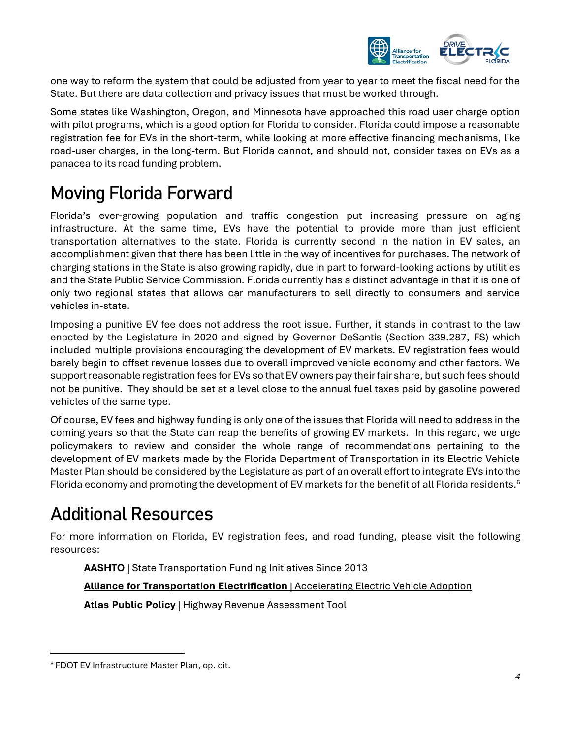one way to reform the system that could be adjusted from year to year to meet the fiscal need for the State. But there are data collection and privacy issues that must be worked through.

Some states like Washington, Oregon, and Minnesota have approached this road user charge option with pilot programs, which is a good option for Florida to consider. Florida could impose a reasonable registration fee for EVs in the short-term, while looking at more effective financing mechanisms, like road-user charges, in the long-term. But Florida cannot, and should not, consider taxes on EVs as a panacea to its road funding problem.

# Moving Florida Forward

Florida's ever-growing population and traffic congestion put increasing pressure on aging infrastructure. At the same time, EVs have the potential to provide more than just efficient transportation alternatives to the state. Florida is currently second in the nation in EV sales, an accomplishment given that there has been little in the way of incentives for purchases. The network of charging stations in the State is also growing rapidly, due in part to forward-looking actions by utilities and the State Public Service Commission. Florida currently has a distinct advantage in that it is one of only two regional states that allows car manufacturers to sell directly to consumers and service vehicles in-state.

Imposing a punitive EV fee does not address the root issue. Further, it stands in contrast to the law enacted by the Legislature in 2020 and signed by Governor DeSantis (Section 339.287, FS) which included multiple provisions encouraging the development of EV markets. EV registration fees would barely begin to offset revenue losses due to overall improved vehicle economy and other factors. We support reasonable registration fees for EVs so that EV owners pay their fair share, but such fees should not be punitive. They should be set at a level close to the annual fuel taxes paid by gasoline powered vehicles of the same type.

Of course, EV fees and highway funding is only one of the issues that Florida will need to address in the coming years so that the State can reap the benefits of growing EV markets. In this regard, we urge policymakers to review and consider the whole range of recommendations pertaining to the development of EV markets made by the Florida Department of Transportation in its Electric Vehicle Master Plan should be considered by the Legislature as part of an overall effort to integrate EVs into the Florida economy and promoting the development of EV markets for the benefit of all Florida residents.[6]

# Additional Resources

For more information on Florida, EV registration fees, and road funding, please visit the following resources:

**AASHTO** | State Transportation Funding Initiatives Since 2013

**Alliance for Transportation Electrification** | Accelerating Electric Vehicle Adoption

**Atlas Public Policy** | Highway Revenue Assessment Tool

---

[6] FDOT EV Infrastructure Master Plan, op. cit.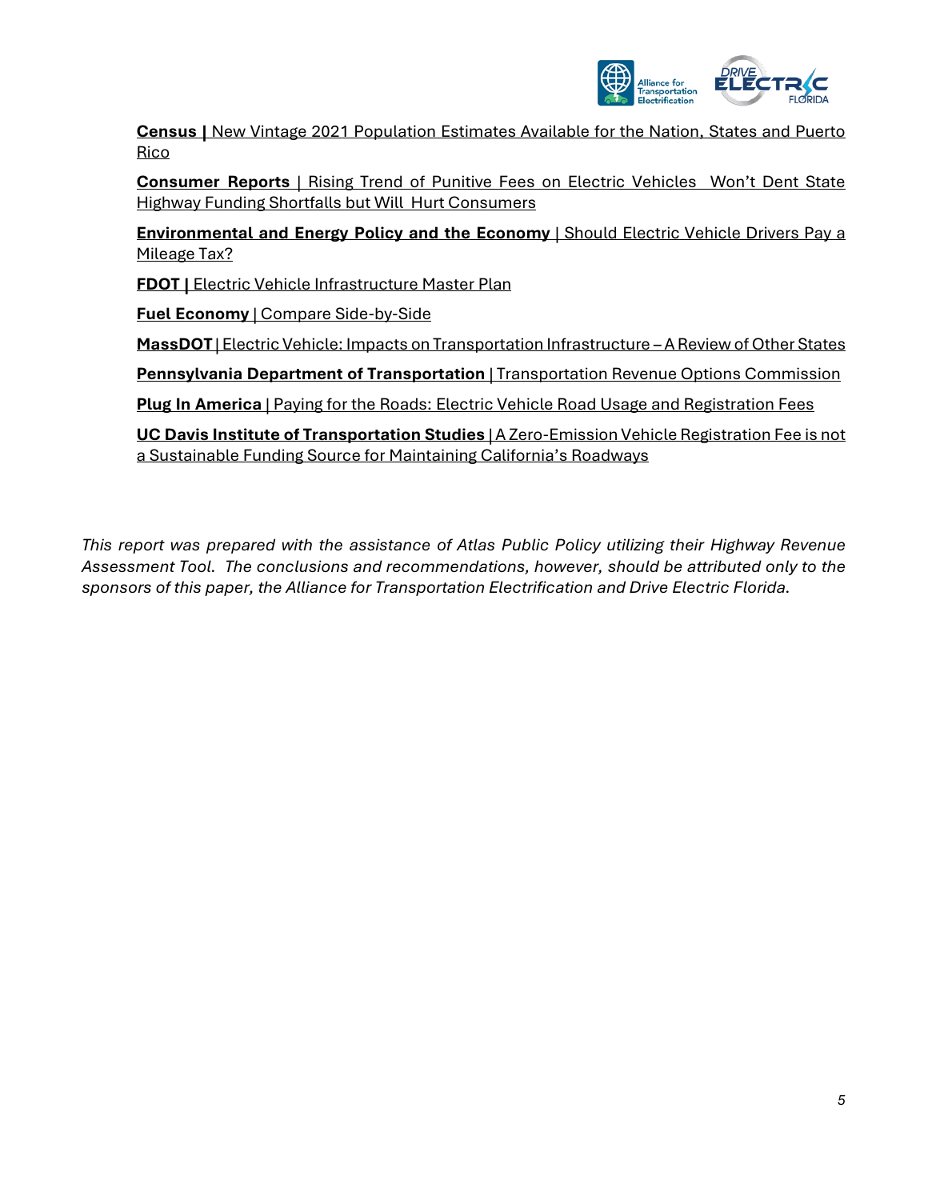**Census |** New Vintage 2021 Population Estimates Available for the Nation, States and Puerto Rico

**Consumer Reports** | Rising Trend of Punitive Fees on Electric Vehicles Won't Dent State Highway Funding Shortfalls but Will Hurt Consumers

**Environmental and Energy Policy and the Economy** | Should Electric Vehicle Drivers Pay a Mileage Tax?

**FDOT |** Electric Vehicle Infrastructure Master Plan

**Fuel Economy** | Compare Side-by-Side

**MassDOT** | Electric Vehicle: Impacts on Transportation Infrastructure – A Review of Other States

**Pennsylvania Department of Transportation** | Transportation Revenue Options Commission

**Plug In America** | Paying for the Roads: Electric Vehicle Road Usage and Registration Fees

**UC Davis Institute of Transportation Studies** | A Zero-Emission Vehicle Registration Fee is not a Sustainable Funding Source for Maintaining California's Roadways

*This report was prepared with the assistance of Atlas Public Policy utilizing their Highway Revenue Assessment Tool. The conclusions and recommendations, however, should be attributed only to the sponsors of this paper, the Alliance for Transportation Electrification and Drive Electric Florida.*